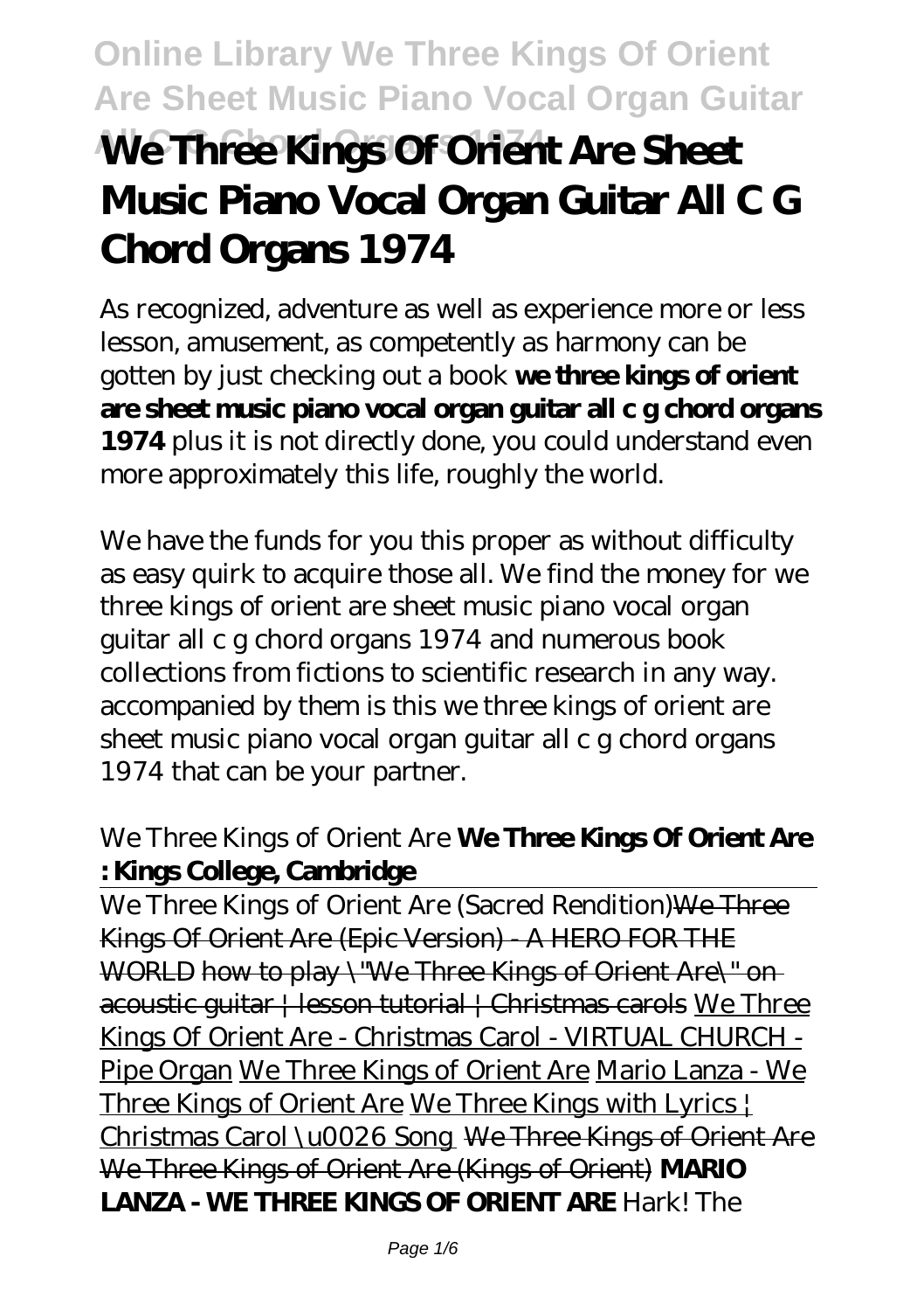# We Three Kings Of Orient Are Sheet Music Piano Vocal Organ Guitar All C G Chord Organs 1974

As recognized, adventure as well as experience more or less lesson, amusement, as competently as harmony can be gotten by just checking out a book **we three kings of orient are sheet music piano vocal organ guitar all c g chord organs 1974** plus it is not directly done, you could understand even more approximately this life, roughly the world.

We have the funds for you this proper as without difficulty as easy quirk to acquire those all. We find the money for we three kings of orient are sheet music piano vocal organ guitar all c g chord organs 1974 and numerous book collections from fictions to scientific research in any way. accompanied by them is this we three kings of orient are sheet music piano vocal organ guitar all c g chord organs 1974 that can be your partner.

*We Three Kings of Orient Are* **We Three Kings Of Orient Are : Kings College, Cambridge**

We Three Kings of Orient Are (Sacred Rendition)We Three Kings Of Orient Are (Epic Version) - A HERO FOR THE WORLD how to play "We Three Kings of Orient Are" on acoustic guitar | lesson tutorial | Christmas carols We Three Kings Of Orient Are - Christmas Carol - VIRTUAL CHURCH - Pipe Organ We Three Kings of Orient Are Mario Lanza - We Three Kings of Orient Are We Three Kings with Lyrics | Christmas Carol \u0026 Song We Three Kings of Orient Are We Three Kings of Orient Are (Kings of Orient) **MARIO LANZA - WE THREE KINGS OF ORIENT ARE** *Hark! The*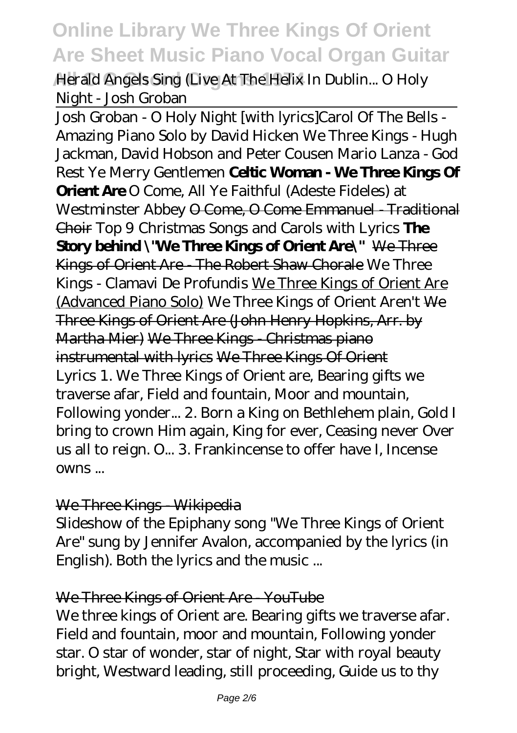*Herald Angels Sing (Live At The Helix In Dublin... O Holy Night - Josh Groban*

Josh Groban - O Holy Night [with lyrics]*Carol Of The Bells - Amazing Piano Solo by David Hicken We Three Kings - Hugh Jackman, David Hobson and Peter Cousen Mario Lanza - God Rest Ye Merry Gentlemen* **Celtic Woman - We Three Kings Of Orient Are** *O Come, All Ye Faithful (Adeste Fideles) at Westminster Abbey* ~~O Come, O Come Emmanuel - Traditional Choir~~ *Top 9 Christmas Songs and Carols with Lyrics* **The Story behind \"We Three Kings of Orient Are\"** ~~We Three Kings of Orient Are - The Robert Shaw Chorale~~ *We Three Kings - Clamavi De Profundis* We Three Kings of Orient Are (Advanced Piano Solo) *We Three Kings of Orient Aren't* ~~We Three Kings of Orient Are (John Henry Hopkins, Arr. by Martha Mier)~~ ~~We Three Kings - Christmas piano instrumental with lyrics~~ ~~We Three Kings Of Orient~~

Lyrics 1. We Three Kings of Orient are, Bearing gifts we traverse afar, Field and fountain, Moor and mountain, Following yonder... 2. Born a King on Bethlehem plain, Gold I bring to crown Him again, King for ever, Ceasing never Over us all to reign. O... 3. Frankincense to offer have I, Incense owns ...

~~We Three Kings - Wikipedia~~

Slideshow of the Epiphany song "We Three Kings of Orient Are" sung by Jennifer Avalon, accompanied by the lyrics (in English). Both the lyrics and the music ...

~~We Three Kings of Orient Are - YouTube~~

We three kings of Orient are. Bearing gifts we traverse afar. Field and fountain, moor and mountain, Following yonder star. O star of wonder, star of night, Star with royal beauty bright, Westward leading, still proceeding, Guide us to thy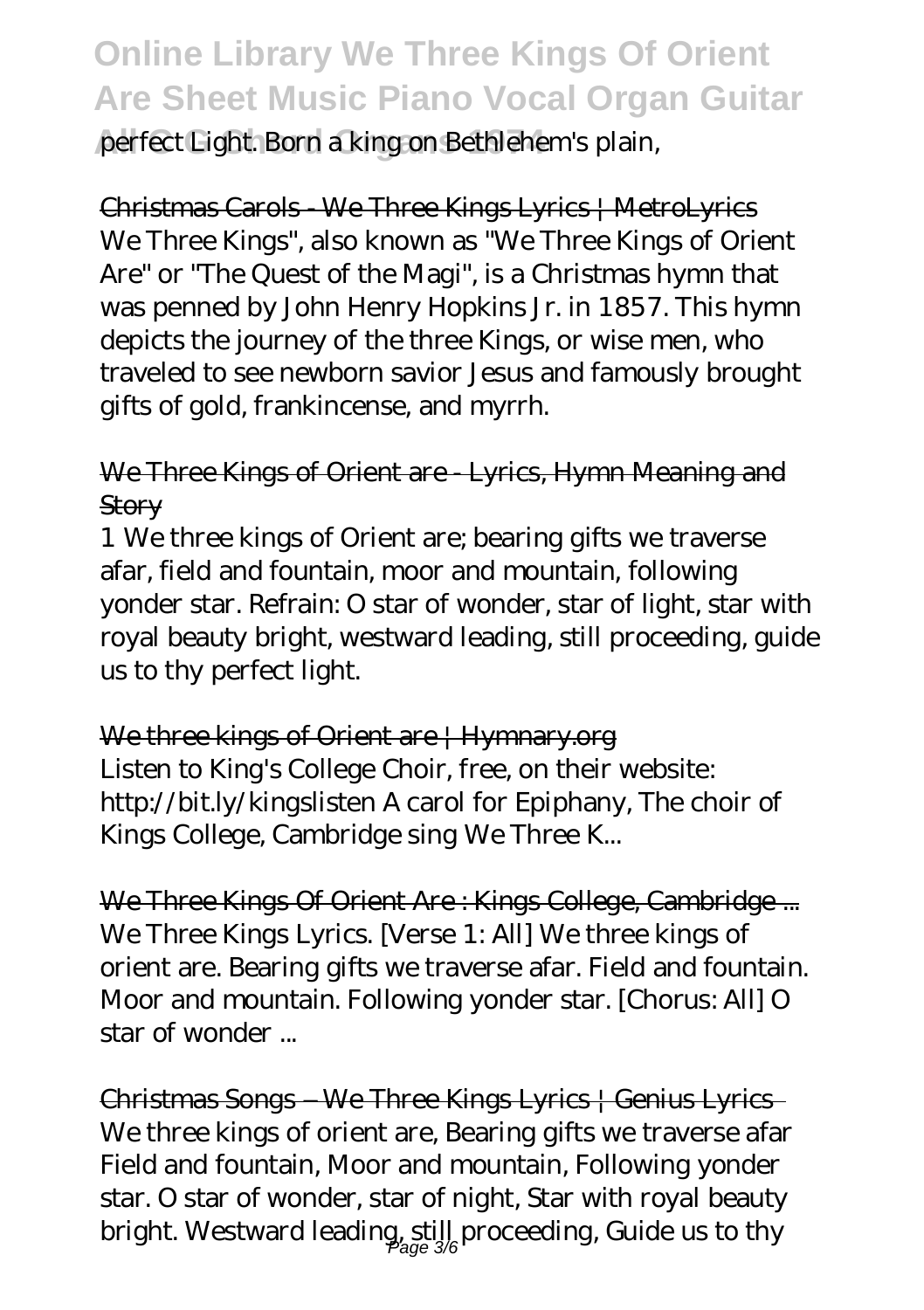perfect Light. Born a king on Bethlehem's plain,

## Christmas Carols - We Three Kings Lyrics | MetroLyrics

We Three Kings", also known as "We Three Kings of Orient Are" or "The Quest of the Magi", is a Christmas hymn that was penned by John Henry Hopkins Jr. in 1857. This hymn depicts the journey of the three Kings, or wise men, who traveled to see newborn savior Jesus and famously brought gifts of gold, frankincense, and myrrh.

## We Three Kings of Orient are - Lyrics, Hymn Meaning and Story

1 We three kings of Orient are; bearing gifts we traverse afar, field and fountain, moor and mountain, following yonder star. Refrain: O star of wonder, star of light, star with royal beauty bright, westward leading, still proceeding, guide us to thy perfect light.

## We three kings of Orient are | Hymnary.org

Listen to King's College Choir, free, on their website: http://bit.ly/kingslisten A carol for Epiphany, The choir of Kings College, Cambridge sing We Three K...

## We Three Kings Of Orient Are : Kings College, Cambridge ...

We Three Kings Lyrics. [Verse 1: All] We three kings of orient are. Bearing gifts we traverse afar. Field and fountain. Moor and mountain. Following yonder star. [Chorus: All] O star of wonder ...

## Christmas Songs – We Three Kings Lyrics | Genius Lyrics

We three kings of orient are, Bearing gifts we traverse afar Field and fountain, Moor and mountain, Following yonder star. O star of wonder, star of night, Star with royal beauty bright. Westward leading, still proceeding, Guide us to thy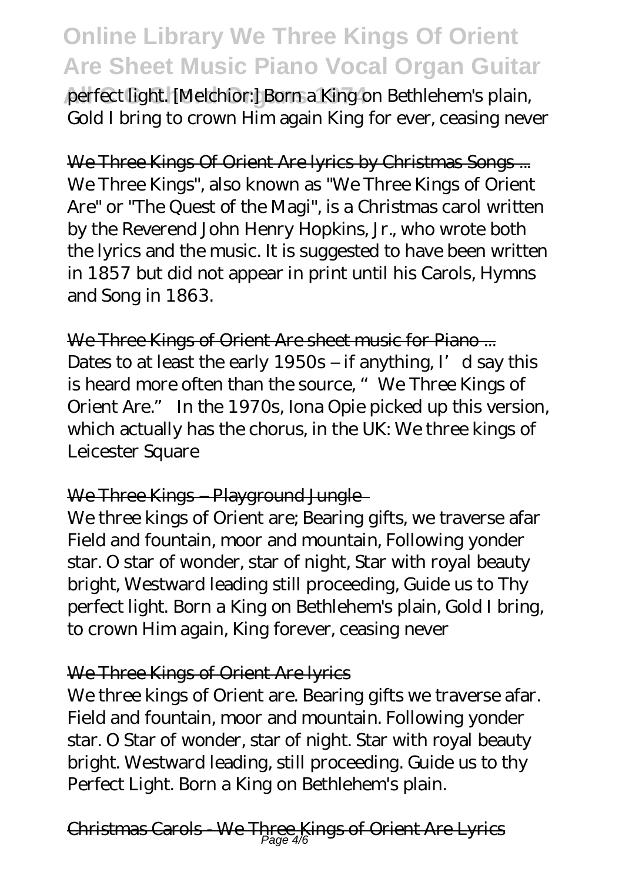perfect light. [Melchior:] Born a King on Bethlehem's plain, Gold I bring to crown Him again King for ever, ceasing never

## We Three Kings Of Orient Are lyrics by Christmas Songs ...

We Three Kings", also known as "We Three Kings of Orient Are" or "The Quest of the Magi", is a Christmas carol written by the Reverend John Henry Hopkins, Jr., who wrote both the lyrics and the music. It is suggested to have been written in 1857 but did not appear in print until his Carols, Hymns and Song in 1863.

## We Three Kings of Orient Are sheet music for Piano ...

Dates to at least the early 1950s – if anything, I' d say this is heard more often than the source, " We Three Kings of Orient Are." In the 1970s, Iona Opie picked up this version, which actually has the chorus, in the UK: We three kings of Leicester Square

## We Three Kings – Playground Jungle

We three kings of Orient are; Bearing gifts, we traverse afar Field and fountain, moor and mountain, Following yonder star. O star of wonder, star of night, Star with royal beauty bright, Westward leading still proceeding, Guide us to Thy perfect light. Born a King on Bethlehem's plain, Gold I bring, to crown Him again, King forever, ceasing never

## We Three Kings of Orient Are lyrics

We three kings of Orient are. Bearing gifts we traverse afar. Field and fountain, moor and mountain. Following yonder star. O Star of wonder, star of night. Star with royal beauty bright. Westward leading, still proceeding. Guide us to thy Perfect Light. Born a King on Bethlehem's plain.

## Christmas Carols - We Three Kings of Orient Are Lyrics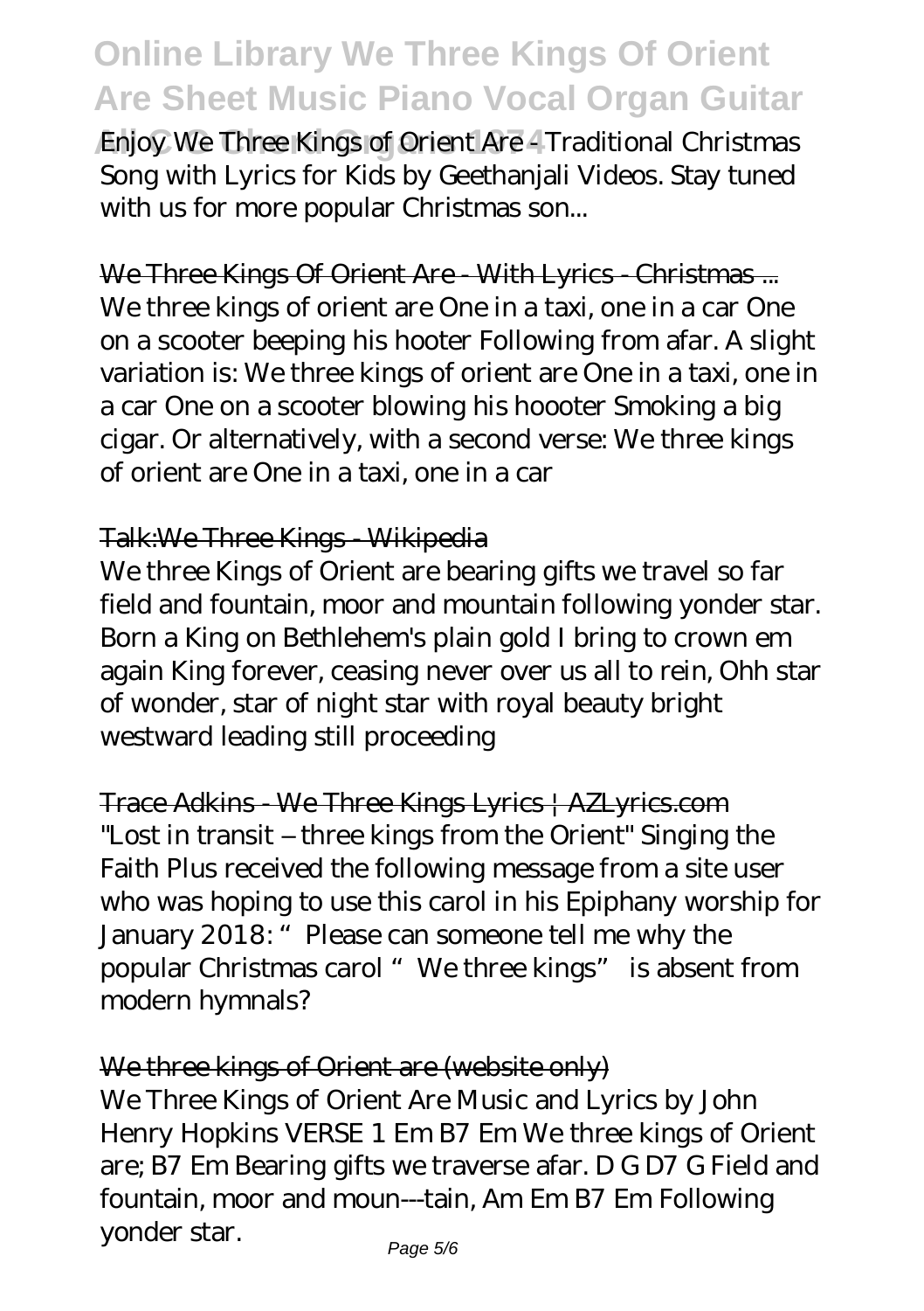Enjoy We Three Kings of Orient Are - Traditional Christmas Song with Lyrics for Kids by Geethanjali Videos. Stay tuned with us for more popular Christmas son...

We Three Kings Of Orient Are - With Lyrics - Christmas ...

We three kings of orient are One in a taxi, one in a car One on a scooter beeping his hooter Following from afar. A slight variation is: We three kings of orient are One in a taxi, one in a car One on a scooter blowing his hoooter Smoking a big cigar. Or alternatively, with a second verse: We three kings of orient are One in a taxi, one in a car

Talk:We Three Kings - Wikipedia

We three Kings of Orient are bearing gifts we travel so far field and fountain, moor and mountain following yonder star. Born a King on Bethlehem's plain gold I bring to crown em again King forever, ceasing never over us all to rein, Ohh star of wonder, star of night star with royal beauty bright westward leading still proceeding

Trace Adkins - We Three Kings Lyrics | AZLyrics.com

"Lost in transit – three kings from the Orient" Singing the Faith Plus received the following message from a site user who was hoping to use this carol in his Epiphany worship for January 2018: "Please can someone tell me why the popular Christmas carol "We three kings" is absent from modern hymnals?

We three kings of Orient are (website only)

We Three Kings of Orient Are Music and Lyrics by John Henry Hopkins VERSE 1 Em B7 Em We three kings of Orient are; B7 Em Bearing gifts we traverse afar. D G D7 G Field and fountain, moor and moun---tain, Am Em B7 Em Following yonder star.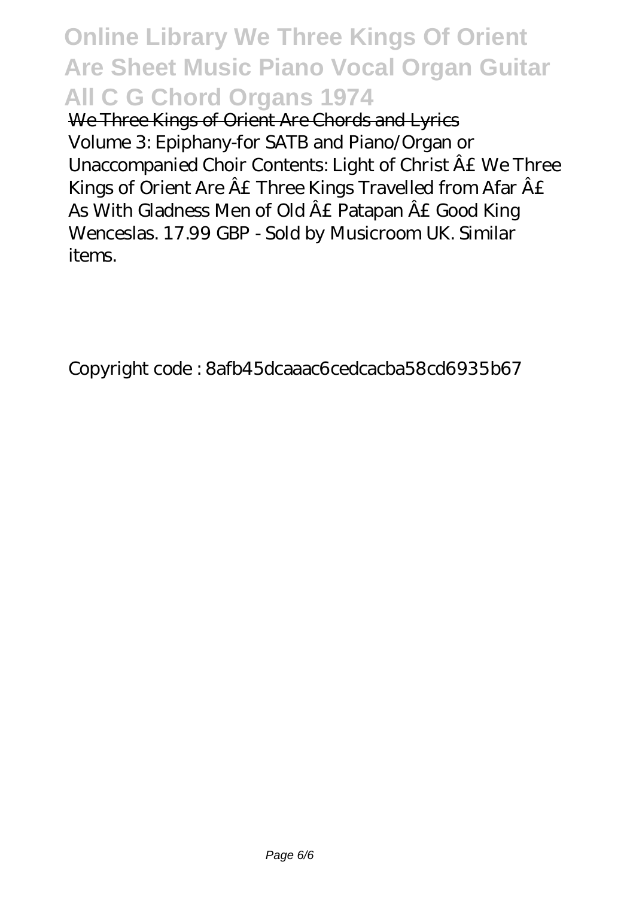We Three Kings of Orient Are Chords and Lyrics

Volume 3: Epiphany-for SATB and Piano/Organ or Unaccompanied Choir Contents: Light of Christ Â£ We Three Kings of Orient Are Â£ Three Kings Travelled from Afar Â£ As With Gladness Men of Old Â£ Patapan Â£ Good King Wenceslas. 17.99 GBP - Sold by Musicroom UK. Similar items.

Copyright code : 8afb45dcaaac6cedcacba58cd6935b67